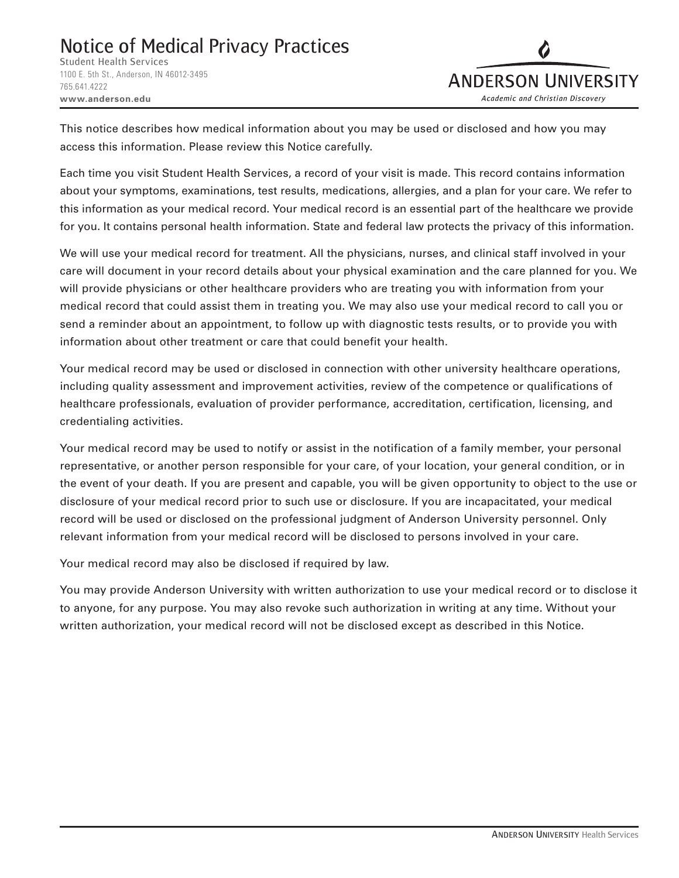# Notice of Medical Privacy Practices

Student Health Services
1100 E. 5th St., Anderson, IN 46012-3495
765.641.4222
**www.anderson.edu**

ANDERSON UNIVERSITY
*Academic and Christian Discovery*

This notice describes how medical information about you may be used or disclosed and how you may access this information. Please review this Notice carefully.

Each time you visit Student Health Services, a record of your visit is made. This record contains information about your symptoms, examinations, test results, medications, allergies, and a plan for your care. We refer to this information as your medical record. Your medical record is an essential part of the healthcare we provide for you. It contains personal health information. State and federal law protects the privacy of this information.

We will use your medical record for treatment. All the physicians, nurses, and clinical staff involved in your care will document in your record details about your physical examination and the care planned for you. We will provide physicians or other healthcare providers who are treating you with information from your medical record that could assist them in treating you. We may also use your medical record to call you or send a reminder about an appointment, to follow up with diagnostic tests results, or to provide you with information about other treatment or care that could benefit your health.

Your medical record may be used or disclosed in connection with other university healthcare operations, including quality assessment and improvement activities, review of the competence or qualifications of healthcare professionals, evaluation of provider performance, accreditation, certification, licensing, and credentialing activities.

Your medical record may be used to notify or assist in the notification of a family member, your personal representative, or another person responsible for your care, of your location, your general condition, or in the event of your death. If you are present and capable, you will be given opportunity to object to the use or disclosure of your medical record prior to such use or disclosure. If you are incapacitated, your medical record will be used or disclosed on the professional judgment of Anderson University personnel. Only relevant information from your medical record will be disclosed to persons involved in your care.

Your medical record may also be disclosed if required by law.

You may provide Anderson University with written authorization to use your medical record or to disclose it to anyone, for any purpose. You may also revoke such authorization in writing at any time. Without your written authorization, your medical record will not be disclosed except as described in this Notice.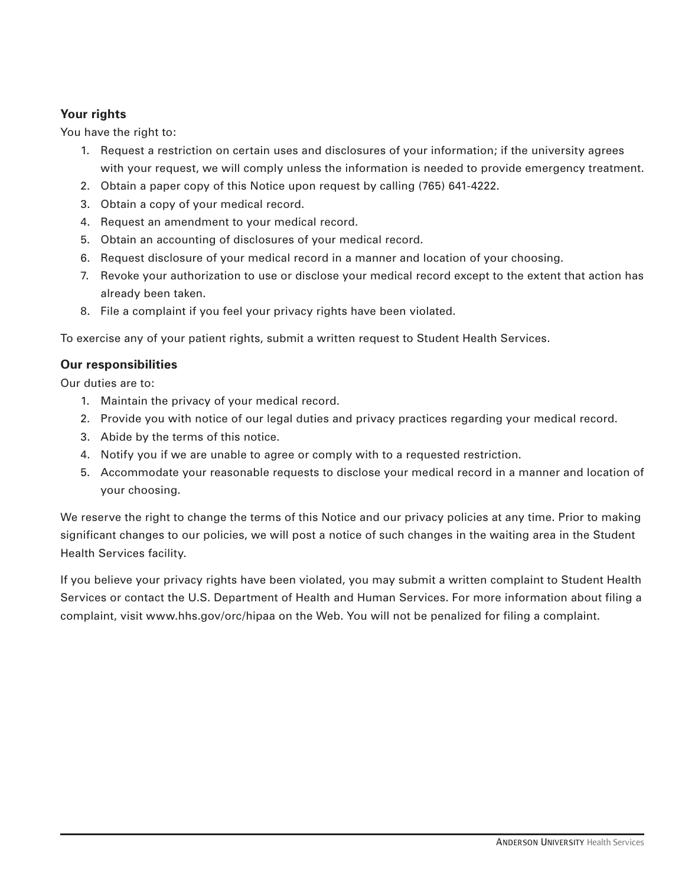**Your rights**

You have the right to:

1. Request a restriction on certain uses and disclosures of your information; if the university agrees with your request, we will comply unless the information is needed to provide emergency treatment.
2. Obtain a paper copy of this Notice upon request by calling (765) 641-4222.
3. Obtain a copy of your medical record.
4. Request an amendment to your medical record.
5. Obtain an accounting of disclosures of your medical record.
6. Request disclosure of your medical record in a manner and location of your choosing.
7. Revoke your authorization to use or disclose your medical record except to the extent that action has already been taken.
8. File a complaint if you feel your privacy rights have been violated.

To exercise any of your patient rights, submit a written request to Student Health Services.

**Our responsibilities**

Our duties are to:

1. Maintain the privacy of your medical record.
2. Provide you with notice of our legal duties and privacy practices regarding your medical record.
3. Abide by the terms of this notice.
4. Notify you if we are unable to agree or comply with to a requested restriction.
5. Accommodate your reasonable requests to disclose your medical record in a manner and location of your choosing.

We reserve the right to change the terms of this Notice and our privacy policies at any time. Prior to making significant changes to our policies, we will post a notice of such changes in the waiting area in the Student Health Services facility.

If you believe your privacy rights have been violated, you may submit a written complaint to Student Health Services or contact the U.S. Department of Health and Human Services. For more information about filing a complaint, visit www.hhs.gov/orc/hipaa on the Web. You will not be penalized for filing a complaint.